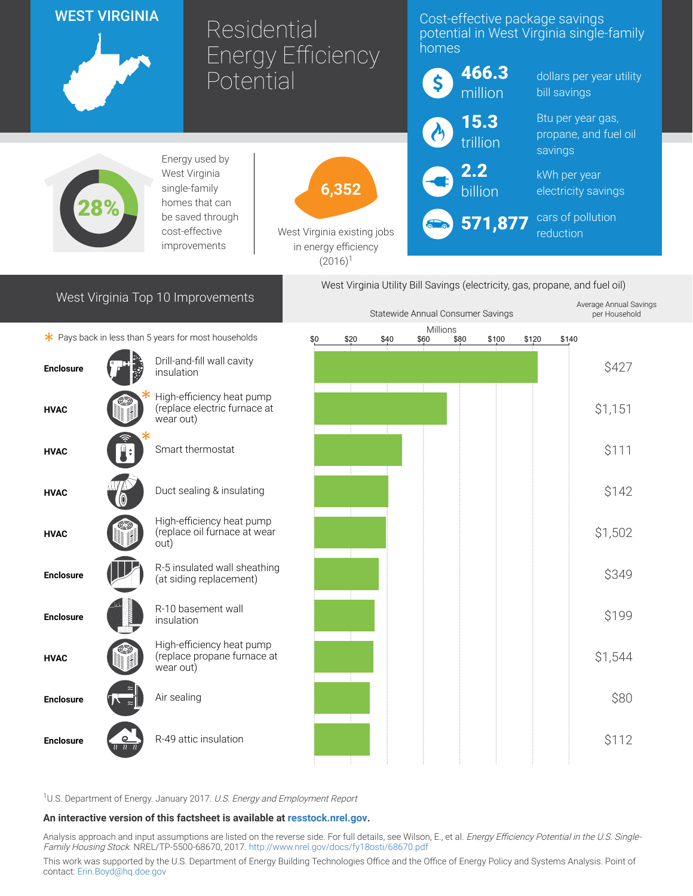# WEST VIRGINIA

# Residential Energy Efficiency Potential

## Cost-effective package savings potential in West Virginia single-family homes

- **466.3** million — dollars per year utility bill savings
- **15.3** trillion — Btu per year gas, propane, and fuel oil savings
- **2.2** billion — kWh per year electricity savings
- **571,877** — cars of pollution reduction

**28%** Energy used by West Virginia single-family homes that can be saved through cost-effective improvements

**6,352** West Virginia existing jobs in energy efficiency (2016)[1]

## West Virginia Top 10 Improvements

West Virginia Utility Bill Savings (electricity, gas, propane, and fuel oil)

\* Pays back in less than 5 years for most households

| Category | Improvement | Statewide Annual Consumer Savings (Millions, approx.) | Average Annual Savings per Household |
|---|---|---|---|
| Enclosure | Drill-and-fill wall cavity insulation | ~$123 | $427 |
| HVAC | High-efficiency heat pump (replace electric furnace at wear out) * | ~$73 | $1,151 |
| HVAC | Smart thermostat * | ~$48 | $111 |
| HVAC | Duct sealing & insulating | ~$41 | $142 |
| HVAC | High-efficiency heat pump (replace oil furnace at wear out) | ~$39 | $1,502 |
| Enclosure | R-5 insulated wall sheathing (at siding replacement) | ~$35 | $349 |
| Enclosure | R-10 basement wall insulation | ~$33 | $199 |
| HVAC | High-efficiency heat pump (replace propane furnace at wear out) | ~$33 | $1,544 |
| Enclosure | Air sealing | ~$31 | $80 |
| Enclosure | R-49 attic insulation | ~$31 | $112 |

[1]U.S. Department of Energy. January 2017. *U.S. Energy and Employment Report*

**An interactive version of this factsheet is available at resstock.nrel.gov.**

Analysis approach and input assumptions are listed on the reverse side. For full details, see Wilson, E., et al. *Energy Efficiency Potential in the U.S. Single-Family Housing Stock.* NREL/TP-5500-68670, 2017. http://www.nrel.gov/docs/fy18osti/68670.pdf

This work was supported by the U.S. Department of Energy Building Technologies Office and the Office of Energy Policy and Systems Analysis. Point of contact: Erin.Boyd@hq.doe.gov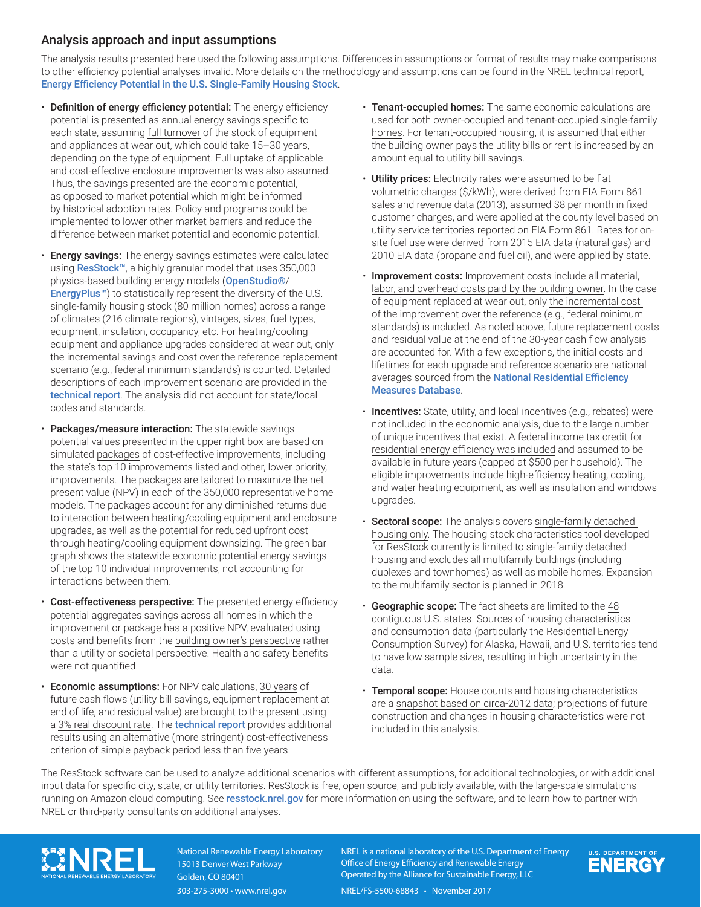## Analysis approach and input assumptions

The analysis results presented here used the following assumptions. Differences in assumptions or format of results may make comparisons to other efficiency potential analyses invalid. More details on the methodology and assumptions can be found in the NREL technical report, Energy Efficiency Potential in the U.S. Single-Family Housing Stock.

- **Definition of energy efficiency potential:** The energy efficiency potential is presented as annual energy savings specific to each state, assuming full turnover of the stock of equipment and appliances at wear out, which could take 15–30 years, depending on the type of equipment. Full uptake of applicable and cost-effective enclosure improvements was also assumed. Thus, the savings presented are the economic potential, as opposed to market potential which might be informed by historical adoption rates. Policy and programs could be implemented to lower other market barriers and reduce the difference between market potential and economic potential.
- **Energy savings:** The energy savings estimates were calculated using ResStock™, a highly granular model that uses 350,000 physics-based building energy models (OpenStudio®/EnergyPlus™) to statistically represent the diversity of the U.S. single-family housing stock (80 million homes) across a range of climates (216 climate regions), vintages, sizes, fuel types, equipment, insulation, occupancy, etc. For heating/cooling equipment and appliance upgrades considered at wear out, only the incremental savings and cost over the reference replacement scenario (e.g., federal minimum standards) is counted. Detailed descriptions of each improvement scenario are provided in the technical report. The analysis did not account for state/local codes and standards.
- **Packages/measure interaction:** The statewide savings potential values presented in the upper right box are based on simulated packages of cost-effective improvements, including the state's top 10 improvements listed and other, lower priority, improvements. The packages are tailored to maximize the net present value (NPV) in each of the 350,000 representative home models. The packages account for any diminished returns due to interaction between heating/cooling equipment and enclosure upgrades, as well as the potential for reduced upfront cost through heating/cooling equipment downsizing. The green bar graph shows the statewide economic potential energy savings of the top 10 individual improvements, not accounting for interactions between them.
- **Cost-effectiveness perspective:** The presented energy efficiency potential aggregates savings across all homes in which the improvement or package has a positive NPV, evaluated using costs and benefits from the building owner's perspective rather than a utility or societal perspective. Health and safety benefits were not quantified.
- **Economic assumptions:** For NPV calculations, 30 years of future cash flows (utility bill savings, equipment replacement at end of life, and residual value) are brought to the present using a 3% real discount rate. The technical report provides additional results using an alternative (more stringent) cost-effectiveness criterion of simple payback period less than five years.
- **Tenant-occupied homes:** The same economic calculations are used for both owner-occupied and tenant-occupied single-family homes. For tenant-occupied housing, it is assumed that either the building owner pays the utility bills or rent is increased by an amount equal to utility bill savings.
- **Utility prices:** Electricity rates were assumed to be flat volumetric charges ($/kWh), were derived from EIA Form 861 sales and revenue data (2013), assumed $8 per month in fixed customer charges, and were applied at the county level based on utility service territories reported on EIA Form 861. Rates for on-site fuel use were derived from 2015 EIA data (natural gas) and 2010 EIA data (propane and fuel oil), and were applied by state.
- **Improvement costs:** Improvement costs include all material, labor, and overhead costs paid by the building owner. In the case of equipment replaced at wear out, only the incremental cost of the improvement over the reference (e.g., federal minimum standards) is included. As noted above, future replacement costs and residual value at the end of the 30-year cash flow analysis are accounted for. With a few exceptions, the initial costs and lifetimes for each upgrade and reference scenario are national averages sourced from the National Residential Efficiency Measures Database.
- **Incentives:** State, utility, and local incentives (e.g., rebates) were not included in the economic analysis, due to the large number of unique incentives that exist. A federal income tax credit for residential energy efficiency was included and assumed to be available in future years (capped at $500 per household). The eligible improvements include high-efficiency heating, cooling, and water heating equipment, as well as insulation and windows upgrades.
- **Sectoral scope:** The analysis covers single-family detached housing only. The housing stock characteristics tool developed for ResStock currently is limited to single-family detached housing and excludes all multifamily buildings (including duplexes and townhomes) as well as mobile homes. Expansion to the multifamily sector is planned in 2018.
- **Geographic scope:** The fact sheets are limited to the 48 contiguous U.S. states. Sources of housing characteristics and consumption data (particularly the Residential Energy Consumption Survey) for Alaska, Hawaii, and U.S. territories tend to have low sample sizes, resulting in high uncertainty in the data.
- **Temporal scope:** House counts and housing characteristics are a snapshot based on circa-2012 data; projections of future construction and changes in housing characteristics were not included in this analysis.

The ResStock software can be used to analyze additional scenarios with different assumptions, for additional technologies, or with additional input data for specific city, state, or utility territories. ResStock is free, open source, and publicly available, with the large-scale simulations running on Amazon cloud computing. See resstock.nrel.gov for more information on using the software, and to learn how to partner with NREL or third-party consultants on additional analyses.

NREL
NATIONAL RENEWABLE ENERGY LABORATORY

National Renewable Energy Laboratory
15013 Denver West Parkway
Golden, CO 80401
303-275-3000 • www.nrel.gov

NREL is a national laboratory of the U.S. Department of Energy
Office of Energy Efficiency and Renewable Energy
Operated by the Alliance for Sustainable Energy, LLC

NREL/FS-5500-68843 • November 2017

U.S. DEPARTMENT OF ENERGY